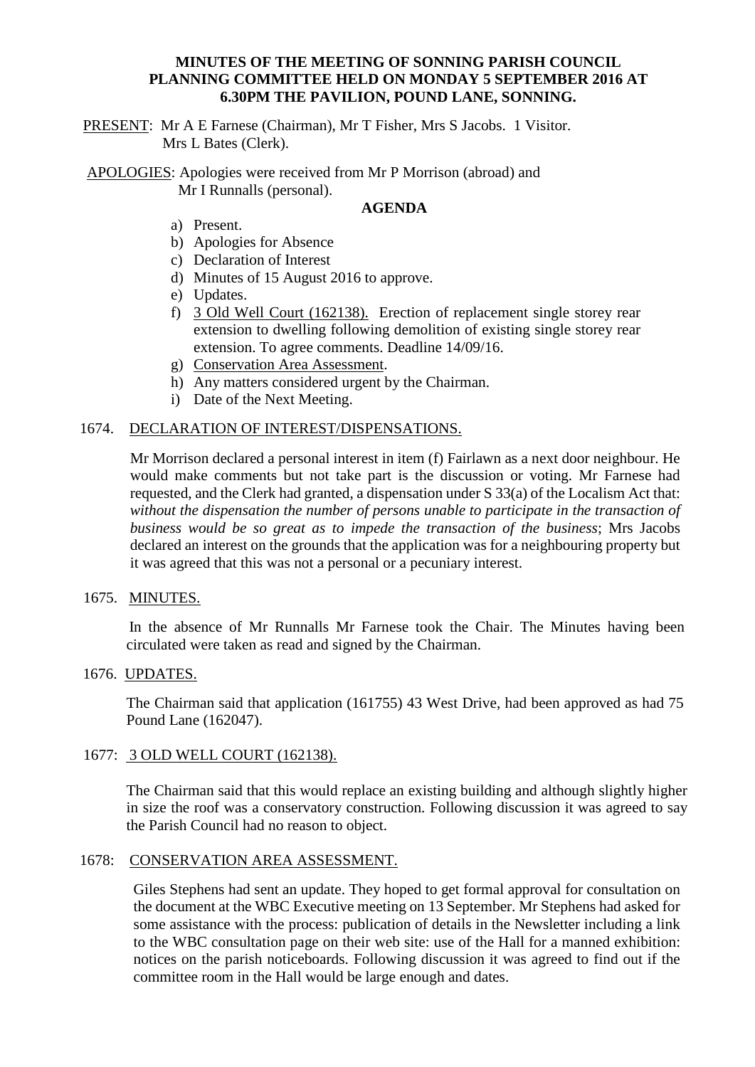**MINUTES OF THE MEETING OF SONNING PARISH COUNCIL PLANNING COMMITTEE HELD ON MONDAY 5 SEPTEMBER 2016 AT 6.30PM THE PAVILION, POUND LANE, SONNING.**

PRESENT: Mr A E Farnese (Chairman), Mr T Fisher, Mrs S Jacobs. 1 Visitor. Mrs L Bates (Clerk).

APOLOGIES: Apologies were received from Mr P Morrison (abroad) and Mr I Runnalls (personal).

**AGENDA**

a) Present.
b) Apologies for Absence
c) Declaration of Interest
d) Minutes of 15 August 2016 to approve.
e) Updates.
f) 3 Old Well Court (162138). Erection of replacement single storey rear extension to dwelling following demolition of existing single storey rear extension. To agree comments. Deadline 14/09/16.
g) Conservation Area Assessment.
h) Any matters considered urgent by the Chairman.
i) Date of the Next Meeting.

1674. DECLARATION OF INTEREST/DISPENSATIONS.

Mr Morrison declared a personal interest in item (f) Fairlawn as a next door neighbour. He would make comments but not take part is the discussion or voting. Mr Farnese had requested, and the Clerk had granted, a dispensation under S 33(a) of the Localism Act that: *without the dispensation the number of persons unable to participate in the transaction of business would be so great as to impede the transaction of the business*; Mrs Jacobs declared an interest on the grounds that the application was for a neighbouring property but it was agreed that this was not a personal or a pecuniary interest.

1675. MINUTES.

In the absence of Mr Runnalls Mr Farnese took the Chair. The Minutes having been circulated were taken as read and signed by the Chairman.

1676. UPDATES.

The Chairman said that application (161755) 43 West Drive, had been approved as had 75 Pound Lane (162047).

1677: 3 OLD WELL COURT (162138).

The Chairman said that this would replace an existing building and although slightly higher in size the roof was a conservatory construction. Following discussion it was agreed to say the Parish Council had no reason to object.

1678: CONSERVATION AREA ASSESSMENT.

Giles Stephens had sent an update. They hoped to get formal approval for consultation on the document at the WBC Executive meeting on 13 September. Mr Stephens had asked for some assistance with the process: publication of details in the Newsletter including a link to the WBC consultation page on their web site: use of the Hall for a manned exhibition: notices on the parish noticeboards. Following discussion it was agreed to find out if the committee room in the Hall would be large enough and dates.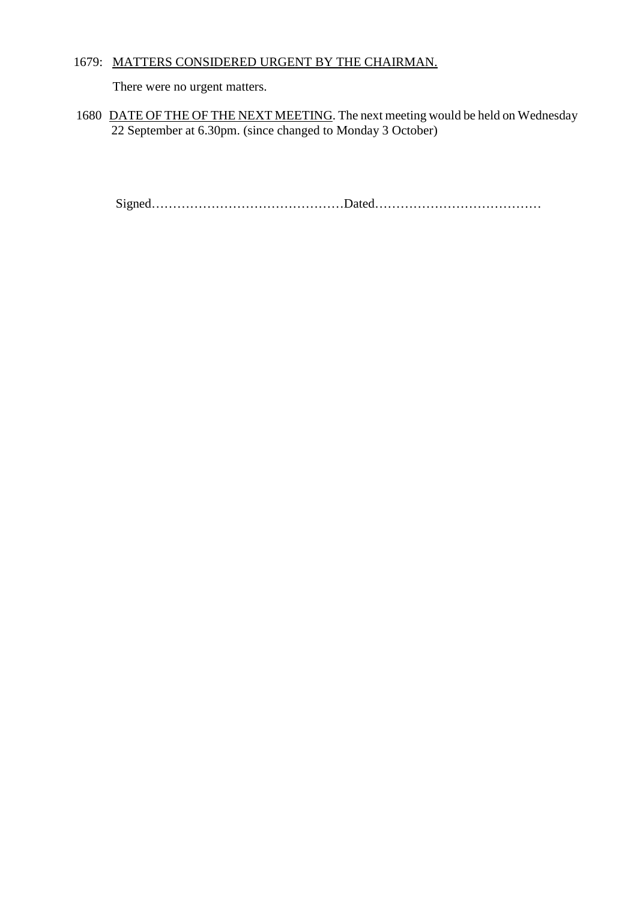1679: <u>MATTERS CONSIDERED URGENT BY THE CHAIRMAN.</u>

There were no urgent matters.

1680 <u>DATE OF THE OF THE NEXT MEETING</u>. The next meeting would be held on Wednesday 22 September at 6.30pm. (since changed to Monday 3 October)

Signed………………………………………Dated…………………………………